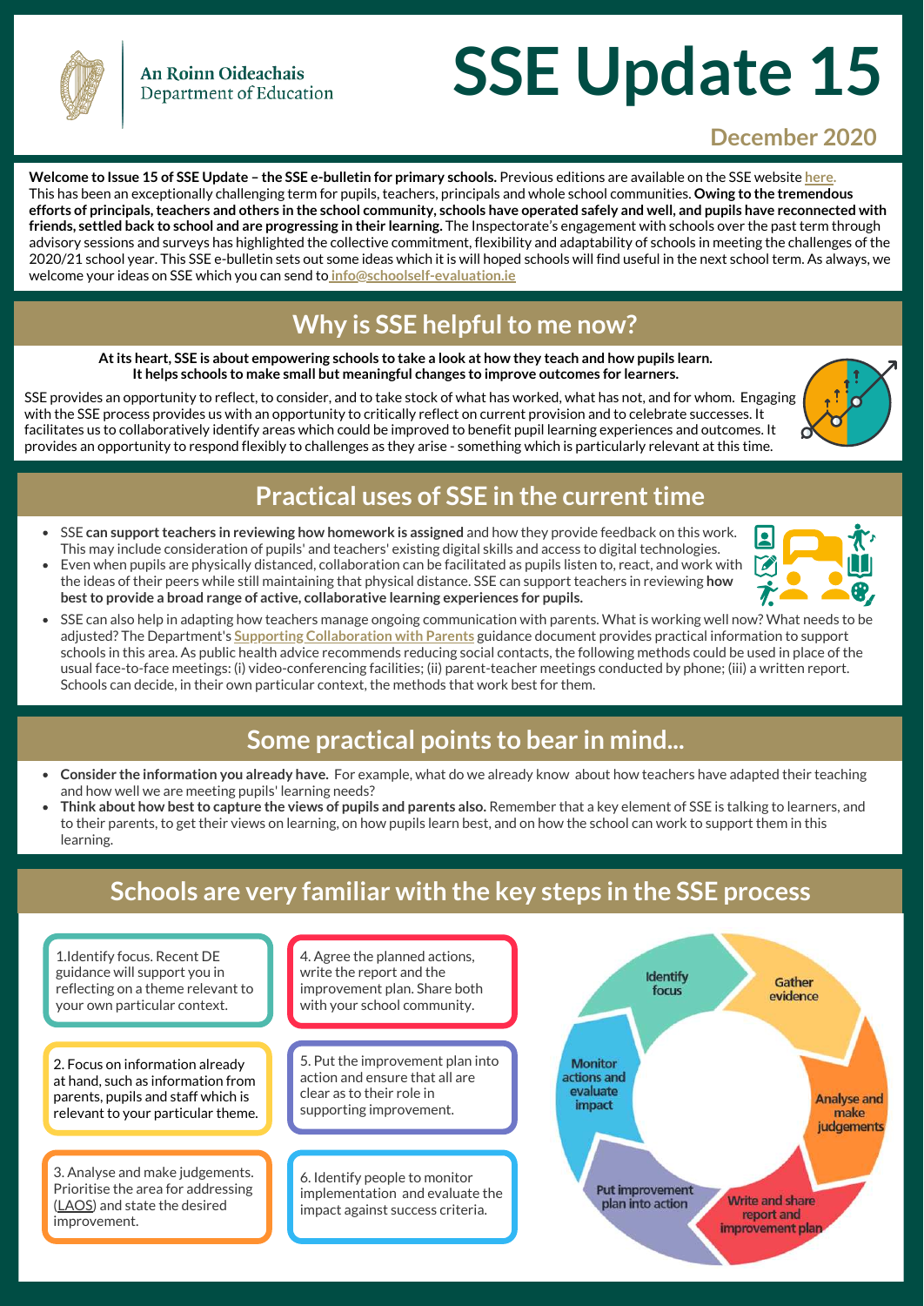An Roinn Oideachais
Department of Education

# SSE Update 15

**December 2020**

**Welcome to Issue 15 of SSE Update – the SSE e-bulletin for primary schools.** Previous editions are available on the SSE website here. This has been an exceptionally challenging term for pupils, teachers, principals and whole school communities. **Owing to the tremendous efforts of principals, teachers and others in the school community, schools have operated safely and well, and pupils have reconnected with friends, settled back to school and are progressing in their learning.** The Inspectorate's engagement with schools over the past term through advisory sessions and surveys has highlighted the collective commitment, flexibility and adaptability of schools in meeting the challenges of the 2020/21 school year. This SSE e-bulletin sets out some ideas which it is will hoped schools will find useful in the next school term. As always, we welcome your ideas on SSE which you can send to info@schoolself-evaluation.ie

## Why is SSE helpful to me now?

**At its heart, SSE is about empowering schools to take a look at how they teach and how pupils learn. It helps schools to make small but meaningful changes to improve outcomes for learners.**

SSE provides an opportunity to reflect, to consider, and to take stock of what has worked, what has not, and for whom. Engaging with the SSE process provides us with an opportunity to critically reflect on current provision and to celebrate successes. It facilitates us to collaboratively identify areas which could be improved to benefit pupil learning experiences and outcomes. It provides an opportunity to respond flexibly to challenges as they arise - something which is particularly relevant at this time.

## Practical uses of SSE in the current time

- SSE **can support teachers in reviewing how homework is assigned** and how they provide feedback on this work. This may include consideration of pupils' and teachers' existing digital skills and access to digital technologies.
- Even when pupils are physically distanced, collaboration can be facilitated as pupils listen to, react, and work with the ideas of their peers while still maintaining that physical distance. SSE can support teachers in reviewing **how best to provide a broad range of active, collaborative learning experiences for pupils.**
- SSE can also help in adapting how teachers manage ongoing communication with parents. What is working well now? What needs to be adjusted? The Department's **Supporting Collaboration with Parents** guidance document provides practical information to support schools in this area. As public health advice recommends reducing social contacts, the following methods could be used in place of the usual face-to-face meetings: (i) video-conferencing facilities; (ii) parent-teacher meetings conducted by phone; (iii) a written report. Schools can decide, in their own particular context, the methods that work best for them.

## Some practical points to bear in mind...

- **Consider the information you already have.** For example, what do we already know about how teachers have adapted their teaching and how well we are meeting pupils' learning needs?
- **Think about how best to capture the views of pupils and parents also.** Remember that a key element of SSE is talking to learners, and to their parents, to get their views on learning, on how pupils learn best, and on how the school can work to support them in this learning.

## Schools are very familiar with the key steps in the SSE process

1. Identify focus. Recent DE guidance will support you in reflecting on a theme relevant to your own particular context.

2. Focus on information already at hand, such as information from parents, pupils and staff which is relevant to your particular theme.

3. Analyse and make judgements. Prioritise the area for addressing (LAOS) and state the desired improvement.

4. Agree the planned actions, write the report and the improvement plan. Share both with your school community.

5. Put the improvement plan into action and ensure that all are clear as to their role in supporting improvement.

6. Identify people to monitor implementation and evaluate the impact against success criteria.

Identify focus → Gather evidence → Analyse and make judgements → Write and share report and improvement plan → Put improvement plan into action → Monitor actions and evaluate impact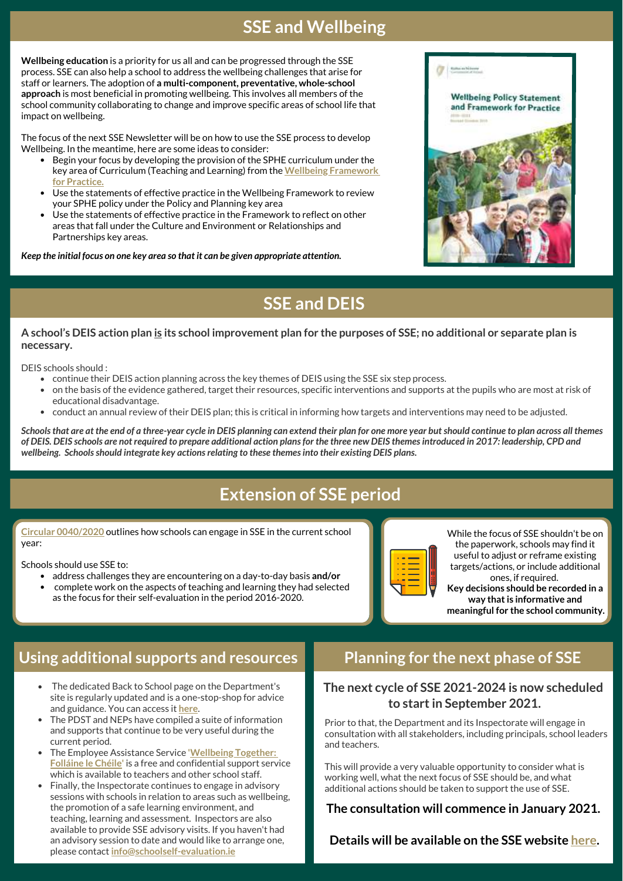## SSE and Wellbeing

**Wellbeing education** is a priority for us all and can be progressed through the SSE process. SSE can also help a school to address the wellbeing challenges that arise for staff or learners. The adoption of **a multi-component, preventative, whole-school approach** is most beneficial in promoting wellbeing. This involves all members of the school community collaborating to change and improve specific areas of school life that impact on wellbeing.

The focus of the next SSE Newsletter will be on how to use the SSE process to develop Wellbeing. In the meantime, here are some ideas to consider:

- Begin your focus by developing the provision of the SPHE curriculum under the key area of Curriculum (Teaching and Learning) from the **Wellbeing Framework for Practice.**
- Use the statements of effective practice in the Wellbeing Framework to review your SPHE policy under the Policy and Planning key area
- Use the statements of effective practice in the Framework to reflect on other areas that fall under the Culture and Environment or Relationships and Partnerships key areas.

***Keep the initial focus on one key area so that it can be given appropriate attention.***

## SSE and DEIS

**A school's DEIS action plan is its school improvement plan for the purposes of SSE; no additional or separate plan is necessary.**

DEIS schools should :

- continue their DEIS action planning across the key themes of DEIS using the SSE six step process.
- on the basis of the evidence gathered, target their resources, specific interventions and supports at the pupils who are most at risk of educational disadvantage.
- conduct an annual review of their DEIS plan; this is critical in informing how targets and interventions may need to be adjusted.

***Schools that are at the end of a three-year cycle in DEIS planning can extend their plan for one more year but should continue to plan across all themes of DEIS. DEIS schools are not required to prepare additional action plans for the three new DEIS themes introduced in 2017: leadership, CPD and wellbeing. Schools should integrate key actions relating to these themes into their existing DEIS plans.***

## Extension of SSE period

**Circular 0040/2020** outlines how schools can engage in SSE in the current school year:

Schools should use SSE to:

- address challenges they are encountering on a day-to-day basis **and/or**
- complete work on the aspects of teaching and learning they had selected as the focus for their self-evaluation in the period 2016-2020.

While the focus of SSE shouldn't be on the paperwork, schools may find it useful to adjust or reframe existing targets/actions, or include additional ones, if required.
**Key decisions should be recorded in a way that is informative and meaningful for the school community.**

## Using additional supports and resources

- The dedicated Back to School page on the Department's site is regularly updated and is a one-stop-shop for advice and guidance. You can access it **here**.
- The PDST and NEPs have compiled a suite of information and supports that continue to be very useful during the current period.
- The Employee Assistance Service **'Wellbeing Together: Folláine le Chéile'** is a free and confidential support service which is available to teachers and other school staff.
- Finally, the Inspectorate continues to engage in advisory sessions with schools in relation to areas such as wellbeing, the promotion of a safe learning environment, and teaching, learning and assessment. Inspectors are also available to provide SSE advisory visits. If you haven't had an advisory session to date and would like to arrange one, please contact **info@schoolself-evaluation.ie**

## Planning for the next phase of SSE

### The next cycle of SSE 2021-2024 is now scheduled to start in September 2021.

Prior to that, the Department and its Inspectorate will engage in consultation with all stakeholders, including principals, school leaders and teachers.

This will provide a very valuable opportunity to consider what is working well, what the next focus of SSE should be, and what additional actions should be taken to support the use of SSE.

**The consultation will commence in January 2021.**

**Details will be available on the SSE website here.**